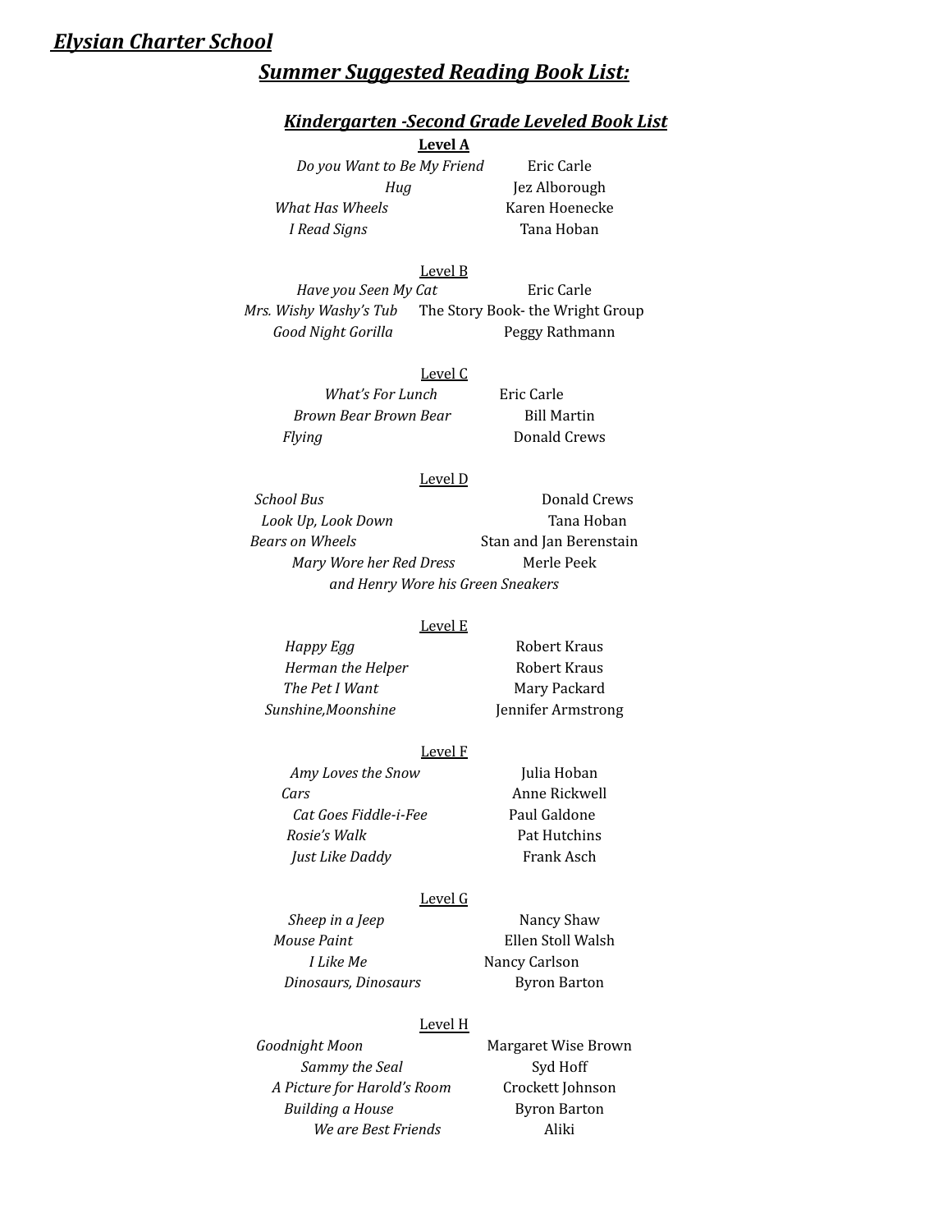# *Elysian Charter School*

## *Summer Suggested Reading Book List:*

### *Kindergarten -Second Grade Leveled Book List*

**Level A**

| Title | Author |
|---|---|
| *Do you Want to Be My Friend* | Eric Carle |
| *Hug* | Jez Alborough |
| *What Has Wheels* | Karen Hoenecke |
| *I Read Signs* | Tana Hoban |

Level B

| Title | Author |
|---|---|
| *Have you Seen My Cat* | Eric Carle |
| *Mrs. Wishy Washy's Tub* | The Story Book- the Wright Group |
| *Good Night Gorilla* | Peggy Rathmann |

Level C

| Title | Author |
|---|---|
| *What's For Lunch* | Eric Carle |
| *Brown Bear Brown Bear* | Bill Martin |
| *Flying* | Donald Crews |

Level D

| Title | Author |
|---|---|
| *School Bus* | Donald Crews |
| *Look Up, Look Down* | Tana Hoban |
| *Bears on Wheels* | Stan and Jan Berenstain |
| *Mary Wore her Red Dress and Henry Wore his Green Sneakers* | Merle Peek |

Level E

| Title | Author |
|---|---|
| *Happy Egg* | Robert Kraus |
| *Herman the Helper* | Robert Kraus |
| *The Pet I Want* | Mary Packard |
| *Sunshine,Moonshine* | Jennifer Armstrong |

Level F

| Title | Author |
|---|---|
| *Amy Loves the Snow* | Julia Hoban |
| *Cars* | Anne Rickwell |
| *Cat Goes Fiddle-i-Fee* | Paul Galdone |
| *Rosie's Walk* | Pat Hutchins |
| *Just Like Daddy* | Frank Asch |

Level G

| Title | Author |
|---|---|
| *Sheep in a Jeep* | Nancy Shaw |
| *Mouse Paint* | Ellen Stoll Walsh |
| *I Like Me* | Nancy Carlson |
| *Dinosaurs, Dinosaurs* | Byron Barton |

Level H

| Title | Author |
|---|---|
| *Goodnight Moon* | Margaret Wise Brown |
| *Sammy the Seal* | Syd Hoff |
| *A Picture for Harold's Room* | Crockett Johnson |
| *Building a House* | Byron Barton |
| *We are Best Friends* | Aliki |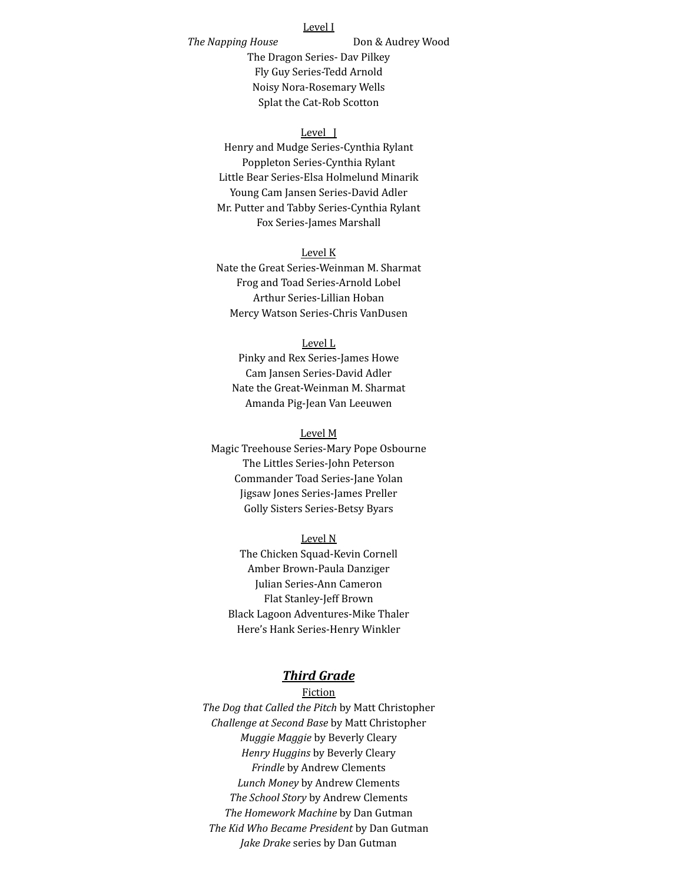Level I

*The Napping House* Don & Audrey Wood

The Dragon Series- Dav Pilkey

Fly Guy Series-Tedd Arnold

Noisy Nora-Rosemary Wells

Splat the Cat-Rob Scotton

Level J

Henry and Mudge Series-Cynthia Rylant

Poppleton Series-Cynthia Rylant

Little Bear Series-Elsa Holmelund Minarik

Young Cam Jansen Series-David Adler

Mr. Putter and Tabby Series-Cynthia Rylant

Fox Series-James Marshall

Level K

Nate the Great Series-Weinman M. Sharmat

Frog and Toad Series-Arnold Lobel

Arthur Series-Lillian Hoban

Mercy Watson Series-Chris VanDusen

Level L

Pinky and Rex Series-James Howe

Cam Jansen Series-David Adler

Nate the Great-Weinman M. Sharmat

Amanda Pig-Jean Van Leeuwen

Level M

Magic Treehouse Series-Mary Pope Osbourne

The Littles Series-John Peterson

Commander Toad Series-Jane Yolan

Jigsaw Jones Series-James Preller

Golly Sisters Series-Betsy Byars

Level N

The Chicken Squad-Kevin Cornell

Amber Brown-Paula Danziger

Julian Series-Ann Cameron

Flat Stanley-Jeff Brown

Black Lagoon Adventures-Mike Thaler

Here's Hank Series-Henry Winkler

## ***Third Grade***

Fiction

*The Dog that Called the Pitch* by Matt Christopher

*Challenge at Second Base* by Matt Christopher

*Muggie Maggie* by Beverly Cleary

*Henry Huggins* by Beverly Cleary

*Frindle* by Andrew Clements

*Lunch Money* by Andrew Clements

*The School Story* by Andrew Clements

*The Homework Machine* by Dan Gutman

*The Kid Who Became President* by Dan Gutman

*Jake Drake* series by Dan Gutman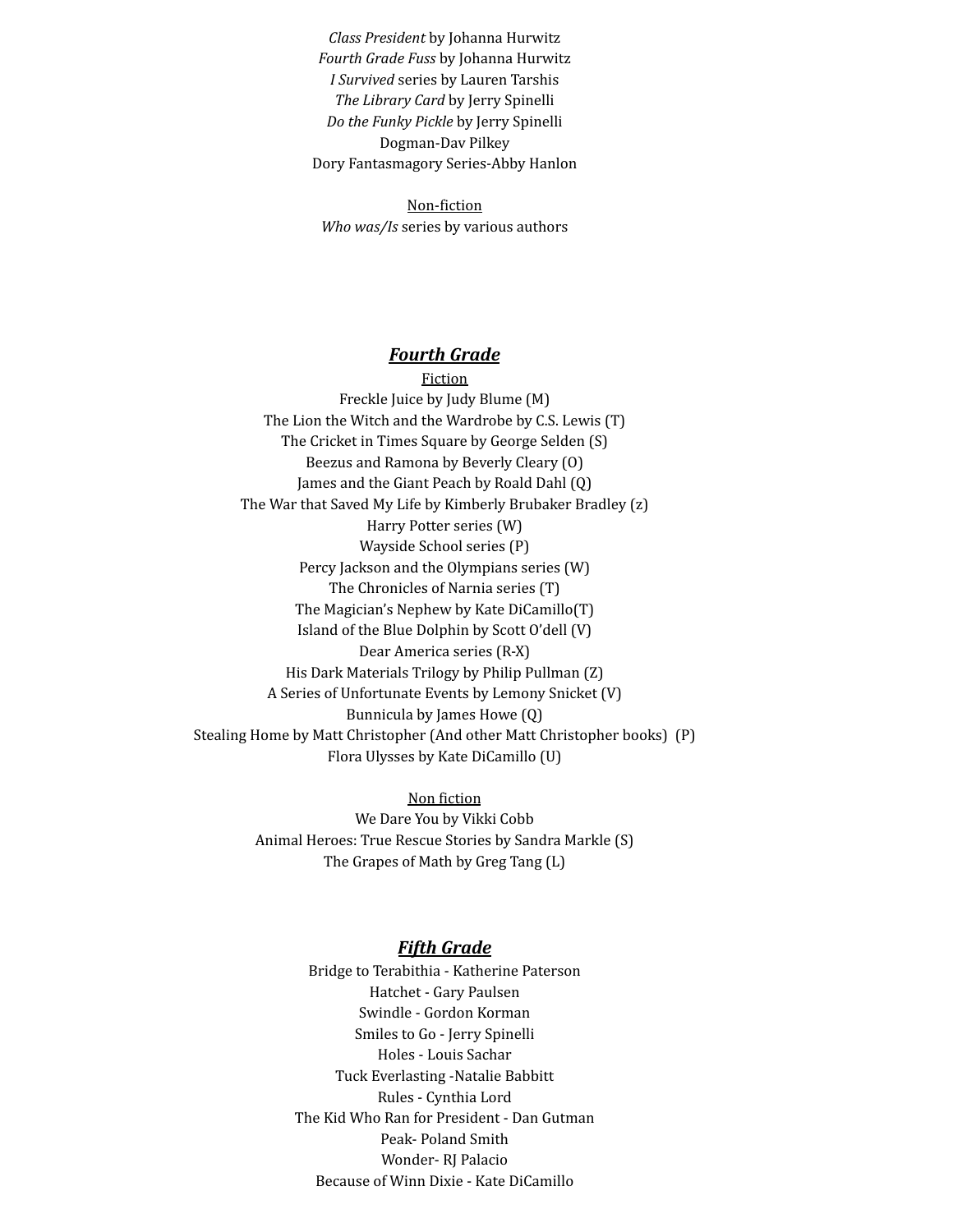*Class President* by Johanna Hurwitz
*Fourth Grade Fuss* by Johanna Hurwitz
*I Survived* series by Lauren Tarshis
*The Library Card* by Jerry Spinelli
*Do the Funky Pickle* by Jerry Spinelli
Dogman-Dav Pilkey
Dory Fantasmagory Series-Abby Hanlon

Non-fiction
*Who was/Is* series by various authors

## ***Fourth Grade***

Fiction
Freckle Juice by Judy Blume (M)
The Lion the Witch and the Wardrobe by C.S. Lewis (T)
The Cricket in Times Square by George Selden (S)
Beezus and Ramona by Beverly Cleary (O)
James and the Giant Peach by Roald Dahl (Q)
The War that Saved My Life by Kimberly Brubaker Bradley (z)
Harry Potter series (W)
Wayside School series (P)
Percy Jackson and the Olympians series (W)
The Chronicles of Narnia series (T)
The Magician's Nephew by Kate DiCamillo(T)
Island of the Blue Dolphin by Scott O'dell (V)
Dear America series (R-X)
His Dark Materials Trilogy by Philip Pullman (Z)
A Series of Unfortunate Events by Lemony Snicket (V)
Bunnicula by James Howe (Q)
Stealing Home by Matt Christopher (And other Matt Christopher books) (P)
Flora Ulysses by Kate DiCamillo (U)

Non fiction
We Dare You by Vikki Cobb
Animal Heroes: True Rescue Stories by Sandra Markle (S)
The Grapes of Math by Greg Tang (L)

## ***Fifth Grade***

Bridge to Terabithia - Katherine Paterson
Hatchet - Gary Paulsen
Swindle - Gordon Korman
Smiles to Go - Jerry Spinelli
Holes - Louis Sachar
Tuck Everlasting -Natalie Babbitt
Rules - Cynthia Lord
The Kid Who Ran for President - Dan Gutman
Peak- Poland Smith
Wonder- RJ Palacio
Because of Winn Dixie - Kate DiCamillo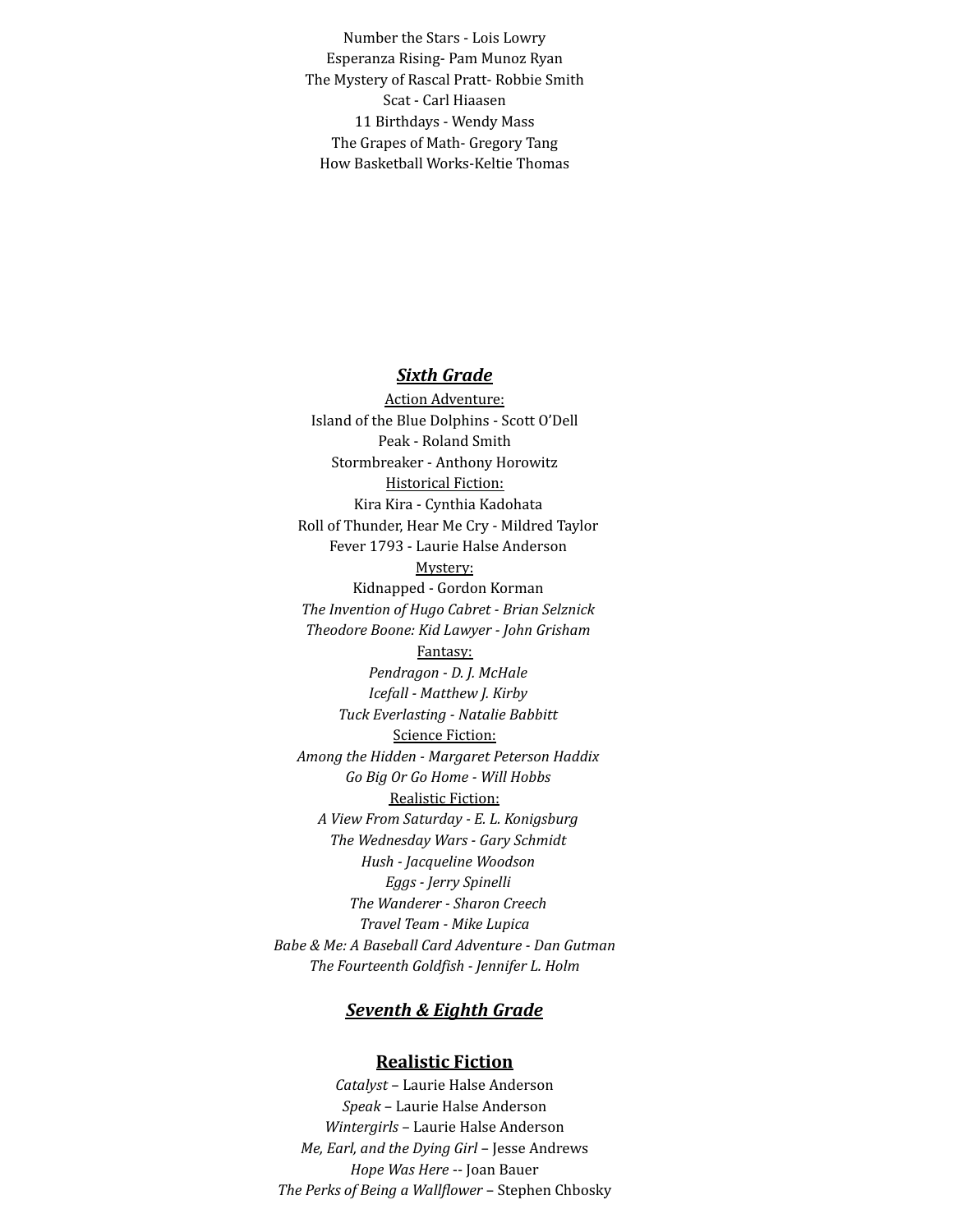Number the Stars - Lois Lowry
Esperanza Rising- Pam Munoz Ryan
The Mystery of Rascal Pratt- Robbie Smith
Scat - Carl Hiaasen
11 Birthdays - Wendy Mass
The Grapes of Math- Gregory Tang
How Basketball Works-Keltie Thomas

## ***Sixth Grade***

Action Adventure:
Island of the Blue Dolphins - Scott O'Dell
Peak - Roland Smith
Stormbreaker - Anthony Horowitz

Historical Fiction:
Kira Kira - Cynthia Kadohata
Roll of Thunder, Hear Me Cry - Mildred Taylor
Fever 1793 - Laurie Halse Anderson

Mystery:
Kidnapped - Gordon Korman
*The Invention of Hugo Cabret - Brian Selznick*
*Theodore Boone: Kid Lawyer - John Grisham*

Fantasy:
*Pendragon - D. J. McHale*
*Icefall - Matthew J. Kirby*
*Tuck Everlasting - Natalie Babbitt*

Science Fiction:
*Among the Hidden - Margaret Peterson Haddix*
*Go Big Or Go Home - Will Hobbs*

Realistic Fiction:
*A View From Saturday - E. L. Konigsburg*
*The Wednesday Wars - Gary Schmidt*
*Hush - Jacqueline Woodson*
*Eggs - Jerry Spinelli*
*The Wanderer - Sharon Creech*
*Travel Team - Mike Lupica*
*Babe & Me: A Baseball Card Adventure - Dan Gutman*
*The Fourteenth Goldfish - Jennifer L. Holm*

## ***Seventh & Eighth Grade***

### **Realistic Fiction**

*Catalyst* – Laurie Halse Anderson
*Speak* – Laurie Halse Anderson
*Wintergirls* – Laurie Halse Anderson
*Me, Earl, and the Dying Girl* – Jesse Andrews
*Hope Was Here* -- Joan Bauer
*The Perks of Being a Wallflower* – Stephen Chbosky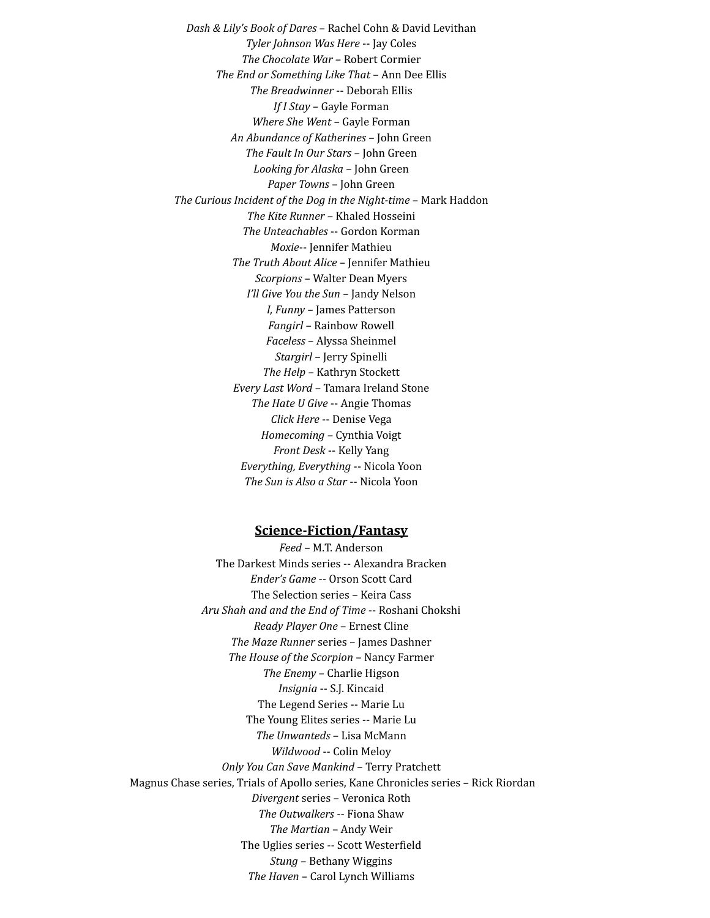*Dash & Lily's Book of Dares* – Rachel Cohn & David Levithan
*Tyler Johnson Was Here* -- Jay Coles
*The Chocolate War* – Robert Cormier
*The End or Something Like That* – Ann Dee Ellis
*The Breadwinner* -- Deborah Ellis
*If I Stay* – Gayle Forman
*Where She Went* – Gayle Forman
*An Abundance of Katherines* – John Green
*The Fault In Our Stars* – John Green
*Looking for Alaska* – John Green
*Paper Towns* – John Green
*The Curious Incident of the Dog in the Night-time* – Mark Haddon
*The Kite Runner* – Khaled Hosseini
*The Unteachables* -- Gordon Korman
*Moxie*-- Jennifer Mathieu
*The Truth About Alice* – Jennifer Mathieu
*Scorpions* – Walter Dean Myers
*I'll Give You the Sun* – Jandy Nelson
*I, Funny* – James Patterson
*Fangirl* – Rainbow Rowell
*Faceless* – Alyssa Sheinmel
*Stargirl* – Jerry Spinelli
*The Help* – Kathryn Stockett
*Every Last Word* – Tamara Ireland Stone
*The Hate U Give* -- Angie Thomas
*Click Here* -- Denise Vega
*Homecoming* – Cynthia Voigt
*Front Desk* -- Kelly Yang
*Everything, Everything* -- Nicola Yoon
*The Sun is Also a Star* -- Nicola Yoon

## Science-Fiction/Fantasy

*Feed* – M.T. Anderson
The Darkest Minds series -- Alexandra Bracken
*Ender's Game* -- Orson Scott Card
The Selection series – Keira Cass
*Aru Shah and and the End of Time* -- Roshani Chokshi
*Ready Player One* – Ernest Cline
*The Maze Runner* series – James Dashner
*The House of the Scorpion* – Nancy Farmer
*The Enemy* – Charlie Higson
*Insignia* -- S.J. Kincaid
The Legend Series -- Marie Lu
The Young Elites series -- Marie Lu
*The Unwanteds* – Lisa McMann
*Wildwood* -- Colin Meloy
*Only You Can Save Mankind* – Terry Pratchett
Magnus Chase series, Trials of Apollo series, Kane Chronicles series – Rick Riordan
*Divergent* series – Veronica Roth
*The Outwalkers* -- Fiona Shaw
*The Martian* – Andy Weir
The Uglies series -- Scott Westerfield
*Stung* – Bethany Wiggins
*The Haven* – Carol Lynch Williams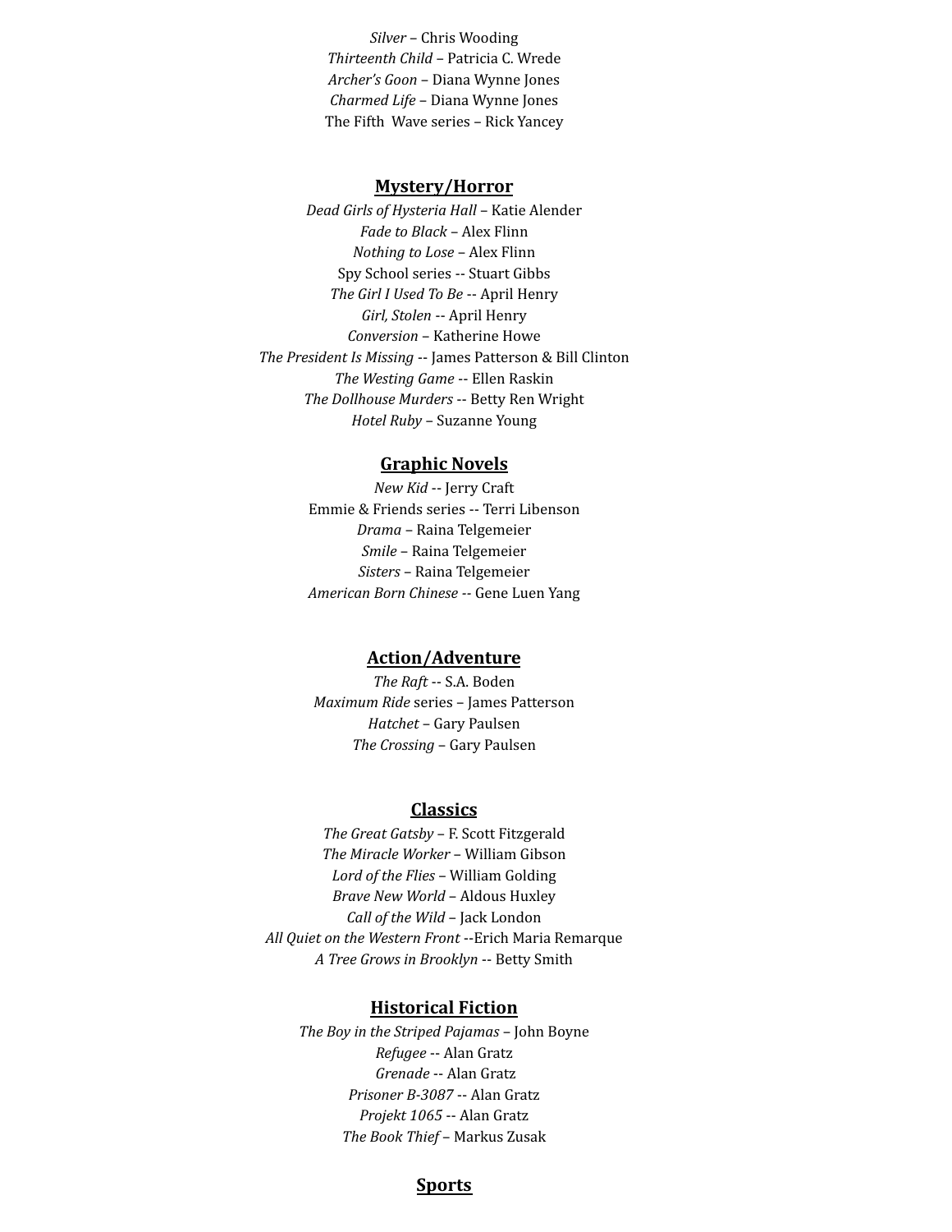*Silver* – Chris Wooding
*Thirteenth Child* – Patricia C. Wrede
*Archer's Goon* – Diana Wynne Jones
*Charmed Life* – Diana Wynne Jones
The Fifth Wave series – Rick Yancey

## Mystery/Horror

*Dead Girls of Hysteria Hall* – Katie Alender
*Fade to Black* – Alex Flinn
*Nothing to Lose* – Alex Flinn
Spy School series -- Stuart Gibbs
*The Girl I Used To Be* -- April Henry
*Girl, Stolen* -- April Henry
*Conversion* – Katherine Howe
*The President Is Missing* -- James Patterson & Bill Clinton
*The Westing Game* -- Ellen Raskin
*The Dollhouse Murders* -- Betty Ren Wright
*Hotel Ruby* – Suzanne Young

## Graphic Novels

*New Kid* -- Jerry Craft
Emmie & Friends series -- Terri Libenson
*Drama* – Raina Telgemeier
*Smile* – Raina Telgemeier
*Sisters* – Raina Telgemeier
*American Born Chinese* -- Gene Luen Yang

## Action/Adventure

*The Raft* -- S.A. Boden
*Maximum Ride* series – James Patterson
*Hatchet* – Gary Paulsen
*The Crossing* – Gary Paulsen

## Classics

*The Great Gatsby* – F. Scott Fitzgerald
*The Miracle Worker* – William Gibson
*Lord of the Flies* – William Golding
*Brave New World* – Aldous Huxley
*Call of the Wild* – Jack London
*All Quiet on the Western Front* --Erich Maria Remarque
*A Tree Grows in Brooklyn* -- Betty Smith

## Historical Fiction

*The Boy in the Striped Pajamas* – John Boyne
*Refugee* -- Alan Gratz
*Grenade* -- Alan Gratz
*Prisoner B-3087* -- Alan Gratz
*Projekt 1065* -- Alan Gratz
*The Book Thief* – Markus Zusak

## Sports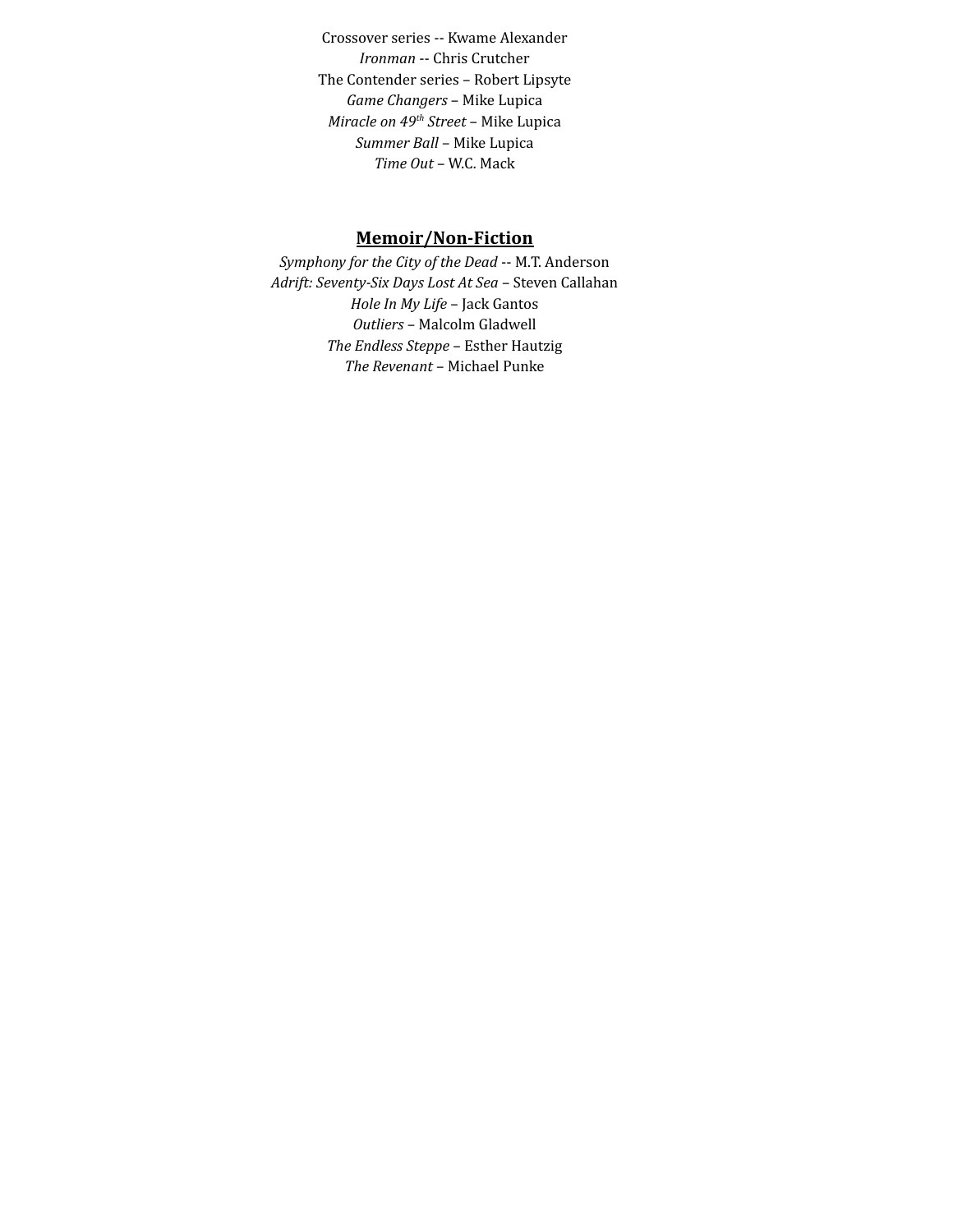Crossover series -- Kwame Alexander
*Ironman* -- Chris Crutcher
The Contender series – Robert Lipsyte
*Game Changers* – Mike Lupica
*Miracle on 49th Street* – Mike Lupica
*Summer Ball* – Mike Lupica
*Time Out* – W.C. Mack

## **Memoir/Non-Fiction**

*Symphony for the City of the Dead* -- M.T. Anderson
*Adrift: Seventy-Six Days Lost At Sea* – Steven Callahan
*Hole In My Life* – Jack Gantos
*Outliers* – Malcolm Gladwell
*The Endless Steppe* – Esther Hautzig
*The Revenant* – Michael Punke